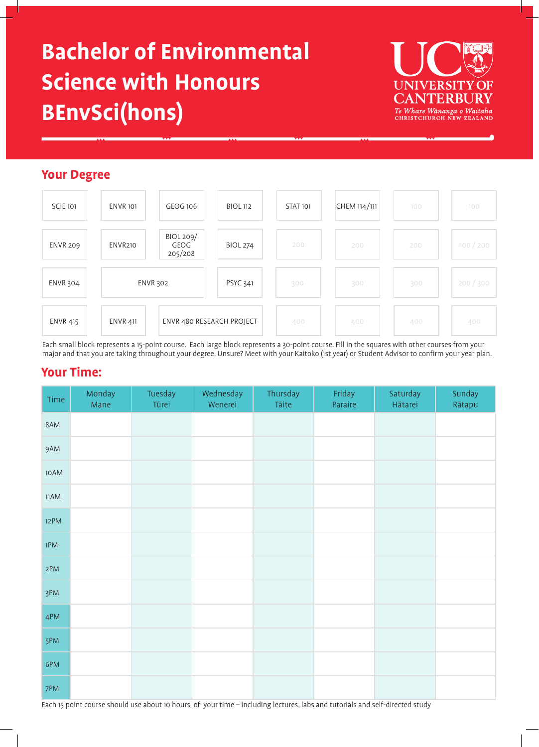# Bachelor of Environmental Science with Honours BEnvSci(hons)

UC UNIVERSITY OF CANTERBURY
*Te Whare Wānanga o Waitaha*
CHRISTCHURCH NEW ZEALAND

## Your Degree

| | | | | | | | |
|---|---|---|---|---|---|---|---|
| SCIE 101 | ENVR 101 | GEOG 106 | BIOL 112 | STAT 101 | CHEM 114/111 | 100 | 100 |
| ENVR 209 | ENVR210 | BIOL 209/ GEOG 205/208 | BIOL 274 | 200 | 200 | 200 | 100 / 200 |
| ENVR 304 | ENVR 302 | | PSYC 341 | 300 | 300 | 300 | 200 / 300 |
| ENVR 415 | ENVR 411 | ENVR 480 RESEARCH PROJECT | | 400 | 400 | 400 | 400 |

Each small block represents a 15-point course. Each large block represents a 30-point course. Fill in the squares with other courses from your major and that you are taking throughout your degree. Unsure? Meet with your Kaitoko (1st year) or Student Advisor to confirm your year plan.

## Your Time:

| Time | Monday Mane | Tuesday Tūrei | Wednesday Wenerei | Thursday Tāite | Friday Paraire | Saturday Hātarei | Sunday Rātapu |
|---|---|---|---|---|---|---|---|
| 8AM | | | | | | | |
| 9AM | | | | | | | |
| 10AM | | | | | | | |
| 11AM | | | | | | | |
| 12PM | | | | | | | |
| 1PM | | | | | | | |
| 2PM | | | | | | | |
| 3PM | | | | | | | |
| 4PM | | | | | | | |
| 5PM | | | | | | | |
| 6PM | | | | | | | |
| 7PM | | | | | | | |

Each 15 point course should use about 10 hours of your time – including lectures, labs and tutorials and self-directed study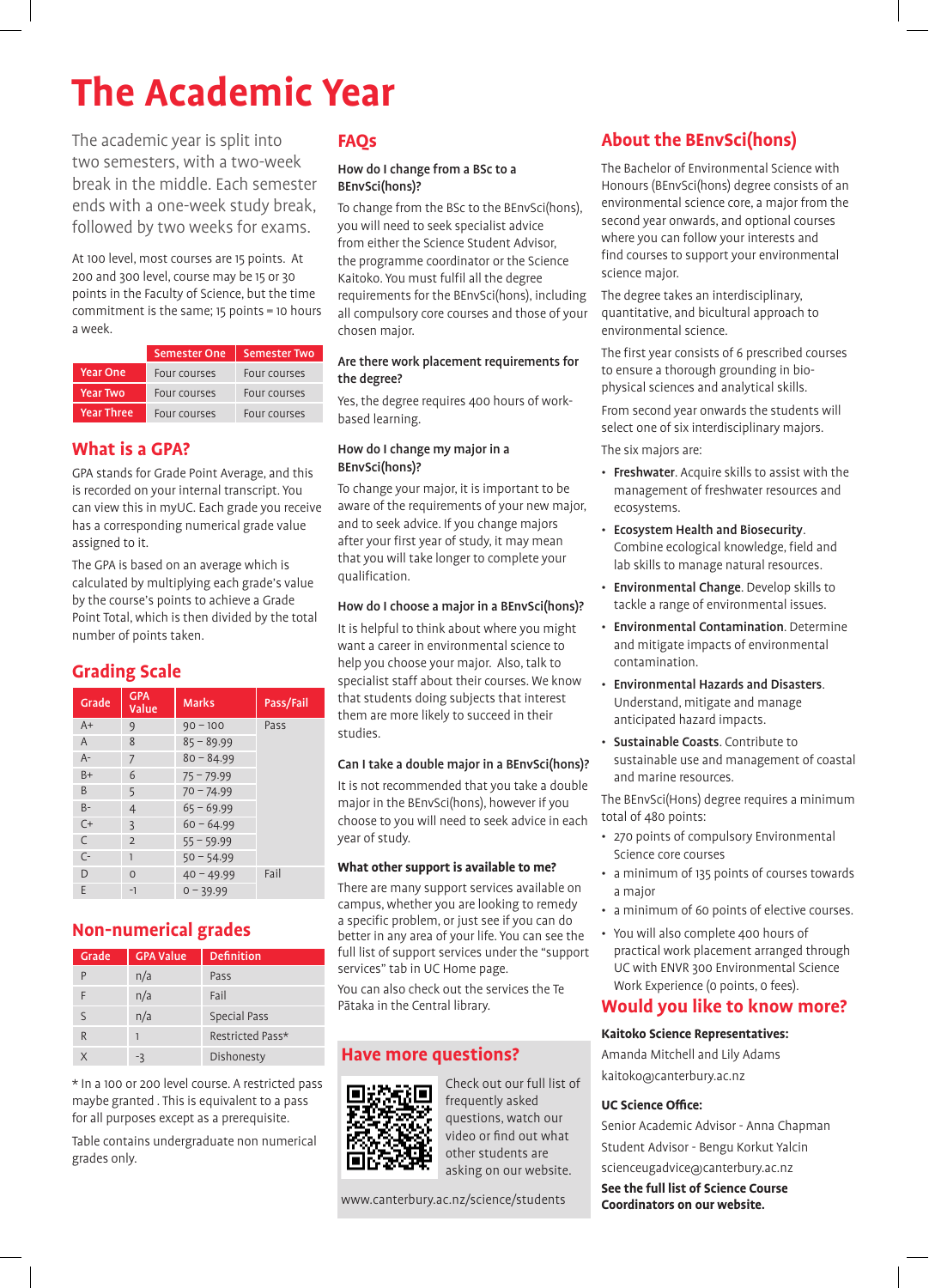# The Academic Year

The academic year is split into two semesters, with a two-week break in the middle. Each semester ends with a one-week study break, followed by two weeks for exams.

At 100 level, most courses are 15 points. At 200 and 300 level, course may be 15 or 30 points in the Faculty of Science, but the time commitment is the same; 15 points = 10 hours a week.

| | Semester One | Semester Two |
|---|---|---|
| Year One | Four courses | Four courses |
| Year Two | Four courses | Four courses |
| Year Three | Four courses | Four courses |

## What is a GPA?

GPA stands for Grade Point Average, and this is recorded on your internal transcript. You can view this in myUC. Each grade you receive has a corresponding numerical grade value assigned to it.

The GPA is based on an average which is calculated by multiplying each grade's value by the course's points to achieve a Grade Point Total, which is then divided by the total number of points taken.

## Grading Scale

| Grade | GPA Value | Marks | Pass/Fail |
|---|---|---|---|
| A+ | 9 | 90 – 100 | Pass |
| A | 8 | 85 – 89.99 | |
| A- | 7 | 80 – 84.99 | |
| B+ | 6 | 75 – 79.99 | |
| B | 5 | 70 – 74.99 | |
| B- | 4 | 65 – 69.99 | |
| C+ | 3 | 60 – 64.99 | |
| C | 2 | 55 – 59.99 | |
| C- | 1 | 50 – 54.99 | |
| D | 0 | 40 – 49.99 | Fail |
| E | -1 | 0 – 39.99 | |

## Non-numerical grades

| Grade | GPA Value | Definition |
|---|---|---|
| P | n/a | Pass |
| F | n/a | Fail |
| S | n/a | Special Pass |
| R | 1 | Restricted Pass* |
| X | -3 | Dishonesty |

* In a 100 or 200 level course. A restricted pass maybe granted . This is equivalent to a pass for all purposes except as a prerequisite.

Table contains undergraduate non numerical grades only.

## FAQs

**How do I change from a BSc to a BEnvSci(hons)?**

To change from the BSc to the BEnvSci(hons), you will need to seek specialist advice from either the Science Student Advisor, the programme coordinator or the Science Kaitoko. You must fulfil all the degree requirements for the BEnvSci(hons), including all compulsory core courses and those of your chosen major.

**Are there work placement requirements for the degree?**

Yes, the degree requires 400 hours of work-based learning.

**How do I change my major in a BEnvSci(hons)?**

To change your major, it is important to be aware of the requirements of your new major, and to seek advice. If you change majors after your first year of study, it may mean that you will take longer to complete your qualification.

**How do I choose a major in a BEnvSci(hons)?**

It is helpful to think about where you might want a career in environmental science to help you choose your major. Also, talk to specialist staff about their courses. We know that students doing subjects that interest them are more likely to succeed in their studies.

**Can I take a double major in a BEnvSci(hons)?**

It is not recommended that you take a double major in the BEnvSci(hons), however if you choose to you will need to seek advice in each year of study.

**What other support is available to me?**

There are many support services available on campus, whether you are looking to remedy a specific problem, or just see if you can do better in any area of your life. You can see the full list of support services under the "support services" tab in UC Home page.

You can also check out the services the Te Pātaka in the Central library.

## Have more questions?

Check out our full list of frequently asked questions, watch our video or find out what other students are asking on our website.

www.canterbury.ac.nz/science/students

## About the BEnvSci(hons)

The Bachelor of Environmental Science with Honours (BEnvSci(hons)) degree consists of an environmental science core, a major from the second year onwards, and optional courses where you can follow your interests and find courses to support your environmental science major.

The degree takes an interdisciplinary, quantitative, and bicultural approach to environmental science.

The first year consists of 6 prescribed courses to ensure a thorough grounding in bio-physical sciences and analytical skills.

From second year onwards the students will select one of six interdisciplinary majors.

The six majors are:

- **Freshwater**. Acquire skills to assist with the management of freshwater resources and ecosystems.
- **Ecosystem Health and Biosecurity**. Combine ecological knowledge, field and lab skills to manage natural resources.
- **Environmental Change**. Develop skills to tackle a range of environmental issues.
- **Environmental Contamination**. Determine and mitigate impacts of environmental contamination.
- **Environmental Hazards and Disasters**. Understand, mitigate and manage anticipated hazard impacts.
- **Sustainable Coasts**. Contribute to sustainable use and management of coastal and marine resources.

The BEnvSci(Hons) degree requires a minimum total of 480 points:

- 270 points of compulsory Environmental Science core courses
- a minimum of 135 points of courses towards a major
- a minimum of 60 points of elective courses.
- You will also complete 400 hours of practical work placement arranged through UC with ENVR 300 Environmental Science Work Experience (0 points, 0 fees).

## Would you like to know more?

**Kaitoko Science Representatives:**

Amanda Mitchell and Lily Adams

kaitoko@canterbury.ac.nz

**UC Science Office:**

Senior Academic Advisor - Anna Chapman

Student Advisor - Bengu Korkut Yalcin

scienceugadvice@canterbury.ac.nz

**See the full list of Science Course Coordinators on our website.**